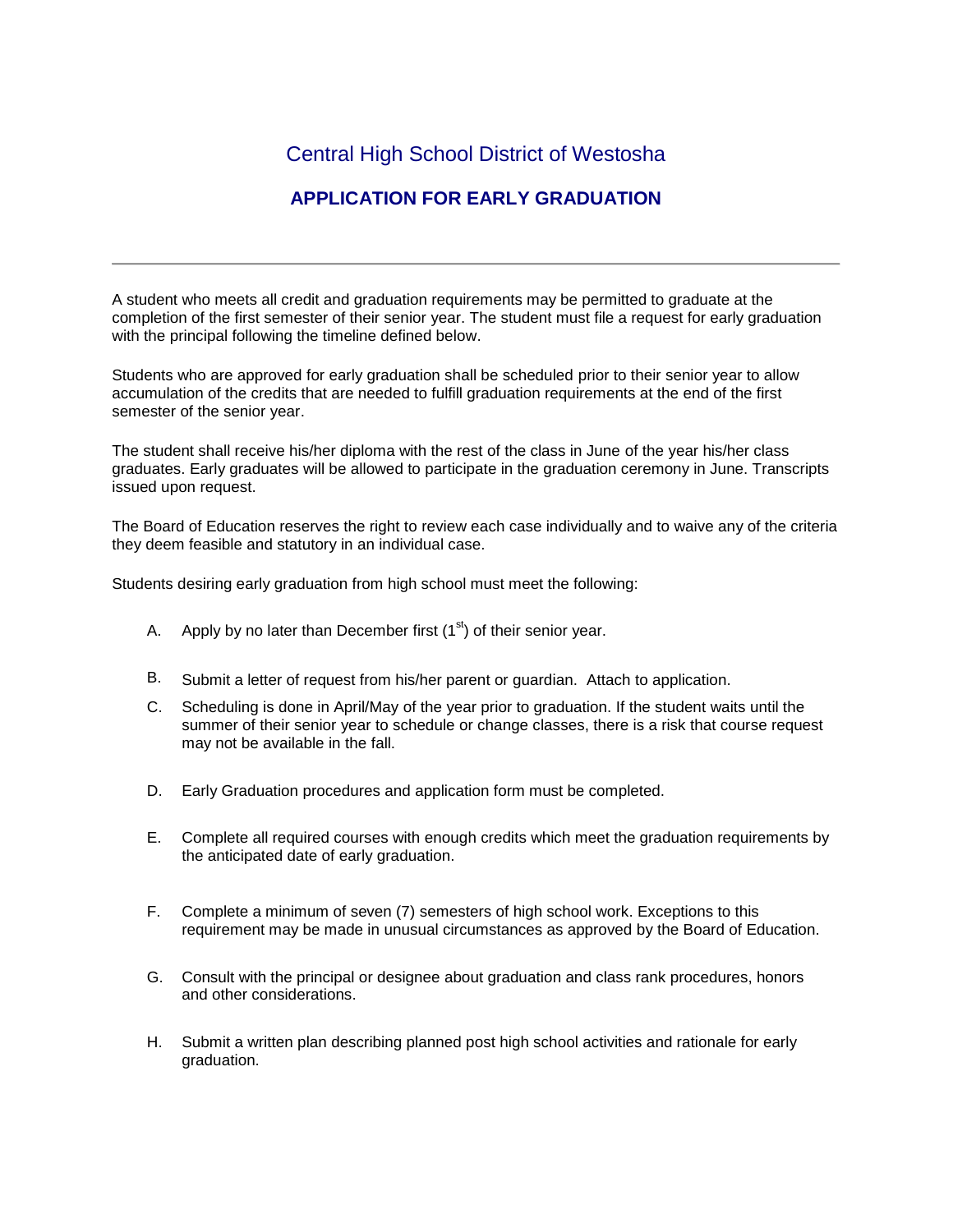# Central High School District of Westosha

## APPLICATION FOR EARLY GRADUATION

---

A student who meets all credit and graduation requirements may be permitted to graduate at the completion of the first semester of their senior year. The student must file a request for early graduation with the principal following the timeline defined below.

Students who are approved for early graduation shall be scheduled prior to their senior year to allow accumulation of the credits that are needed to fulfill graduation requirements at the end of the first semester of the senior year.

The student shall receive his/her diploma with the rest of the class in June of the year his/her class graduates. Early graduates will be allowed to participate in the graduation ceremony in June. Transcripts issued upon request.

The Board of Education reserves the right to review each case individually and to waive any of the criteria they deem feasible and statutory in an individual case.

Students desiring early graduation from high school must meet the following:

A. Apply by no later than December first (1st) of their senior year.

B. Submit a letter of request from his/her parent or guardian. Attach to application.

C. Scheduling is done in April/May of the year prior to graduation. If the student waits until the summer of their senior year to schedule or change classes, there is a risk that course request may not be available in the fall.

D. Early Graduation procedures and application form must be completed.

E. Complete all required courses with enough credits which meet the graduation requirements by the anticipated date of early graduation.

F. Complete a minimum of seven (7) semesters of high school work. Exceptions to this requirement may be made in unusual circumstances as approved by the Board of Education.

G. Consult with the principal or designee about graduation and class rank procedures, honors and other considerations.

H. Submit a written plan describing planned post high school activities and rationale for early graduation.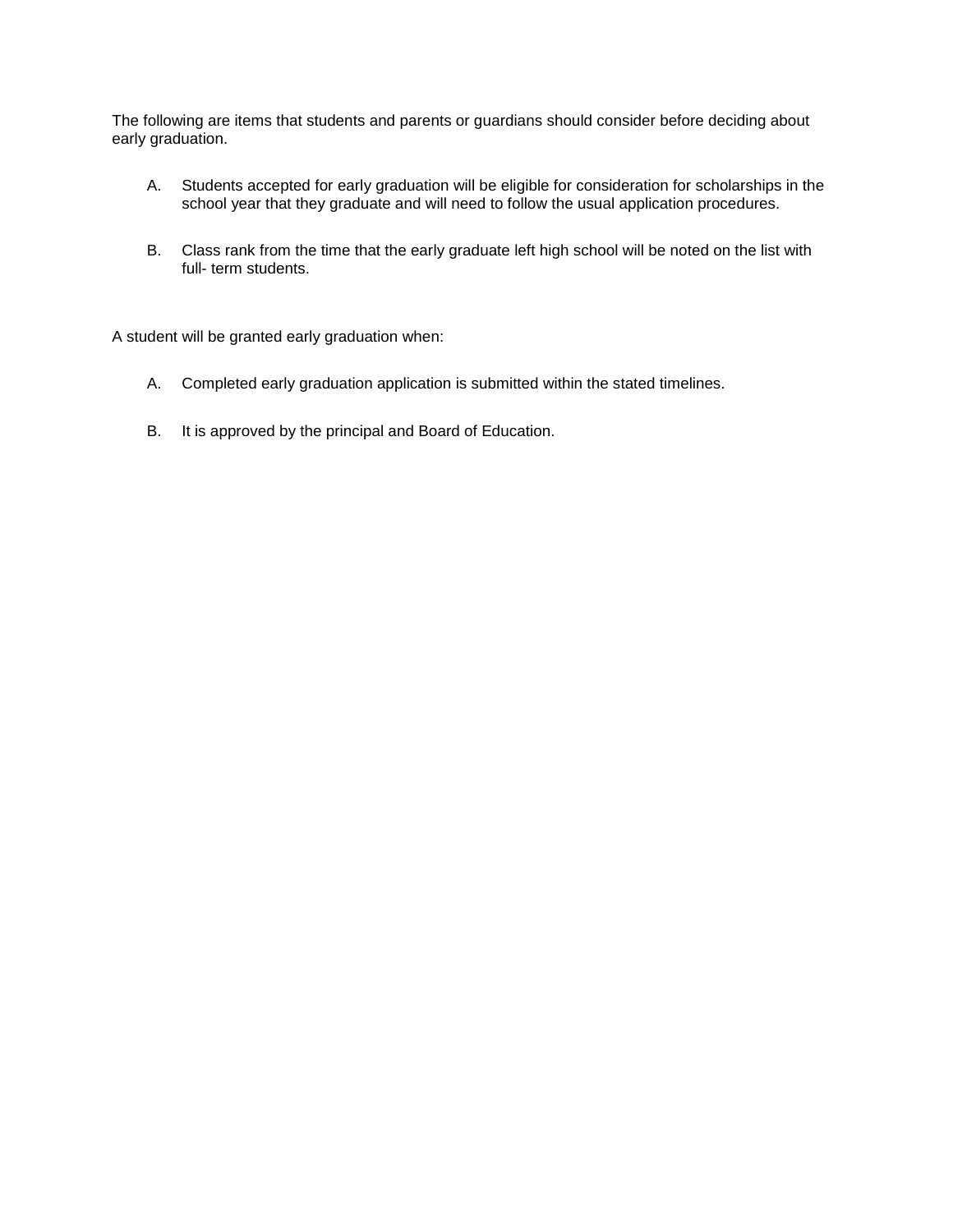The following are items that students and parents or guardians should consider before deciding about early graduation.

A. Students accepted for early graduation will be eligible for consideration for scholarships in the school year that they graduate and will need to follow the usual application procedures.

B. Class rank from the time that the early graduate left high school will be noted on the list with full- term students.

A student will be granted early graduation when:

A. Completed early graduation application is submitted within the stated timelines.

B. It is approved by the principal and Board of Education.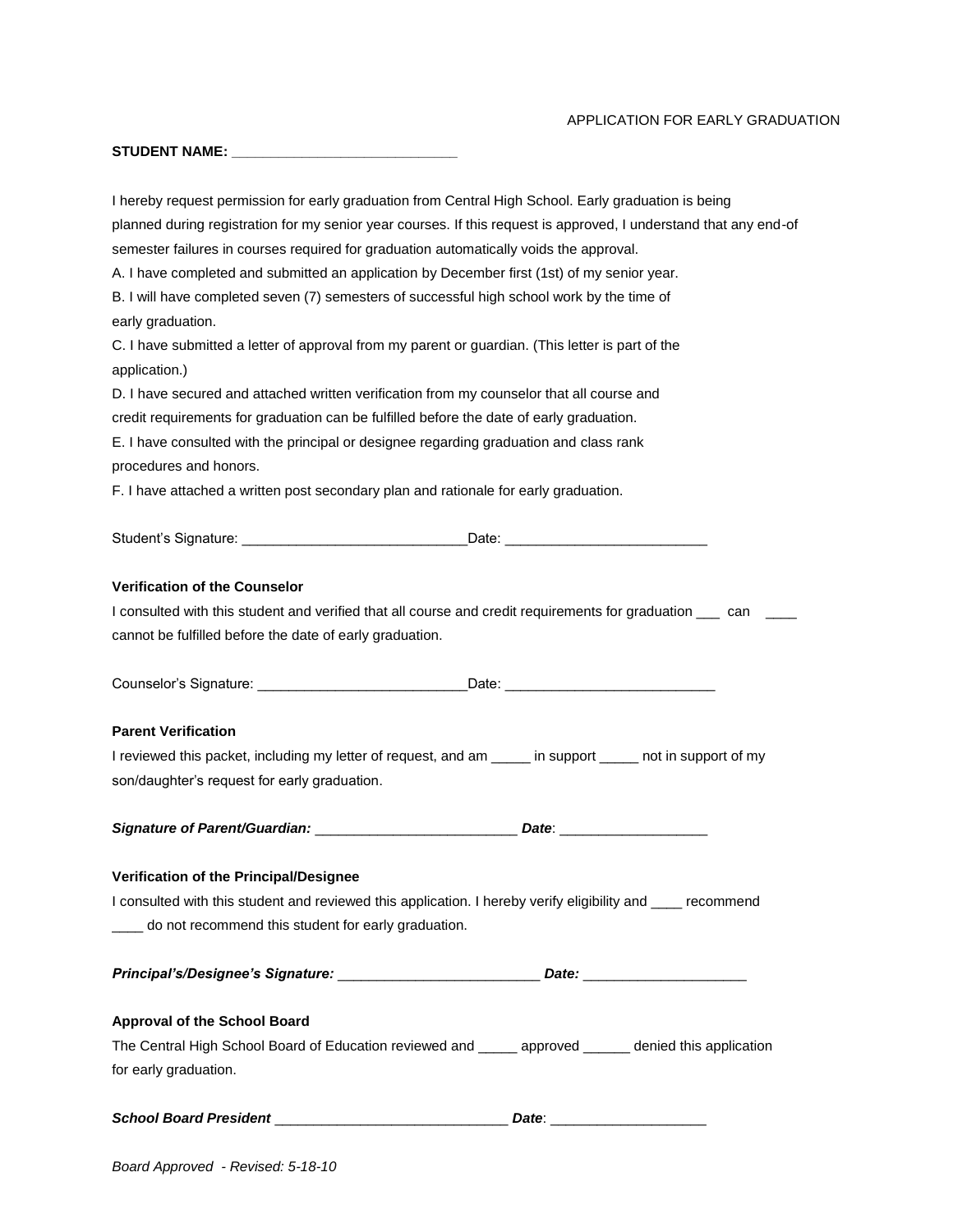APPLICATION FOR EARLY GRADUATION

**STUDENT NAME: ____________________________**

I hereby request permission for early graduation from Central High School. Early graduation is being planned during registration for my senior year courses. If this request is approved, I understand that any end-of semester failures in courses required for graduation automatically voids the approval.

A. I have completed and submitted an application by December first (1st) of my senior year.

B. I will have completed seven (7) semesters of successful high school work by the time of early graduation.

C. I have submitted a letter of approval from my parent or guardian. (This letter is part of the application.)

D. I have secured and attached written verification from my counselor that all course and credit requirements for graduation can be fulfilled before the date of early graduation.

E. I have consulted with the principal or designee regarding graduation and class rank procedures and honors.

F. I have attached a written post secondary plan and rationale for early graduation.

Student's Signature: _____________________________Date: __________________________

**Verification of the Counselor**

I consulted with this student and verified that all course and credit requirements for graduation ___ can ____ cannot be fulfilled before the date of early graduation.

Counselor's Signature: ___________________________Date: ___________________________

**Parent Verification**

I reviewed this packet, including my letter of request, and am _____ in support _____ not in support of my son/daughter's request for early graduation.

***Signature of Parent/Guardian:*** __________________________ ***Date***: ___________________

**Verification of the Principal/Designee**

I consulted with this student and reviewed this application. I hereby verify eligibility and ____ recommend ____ do not recommend this student for early graduation.

***Principal's/Designee's Signature:*** __________________________ ***Date:*** _____________________

**Approval of the School Board**

The Central High School Board of Education reviewed and _____ approved ______ denied this application for early graduation.

***School Board President*** ______________________________ ***Date***: ____________________

*Board Approved - Revised: 5-18-10*